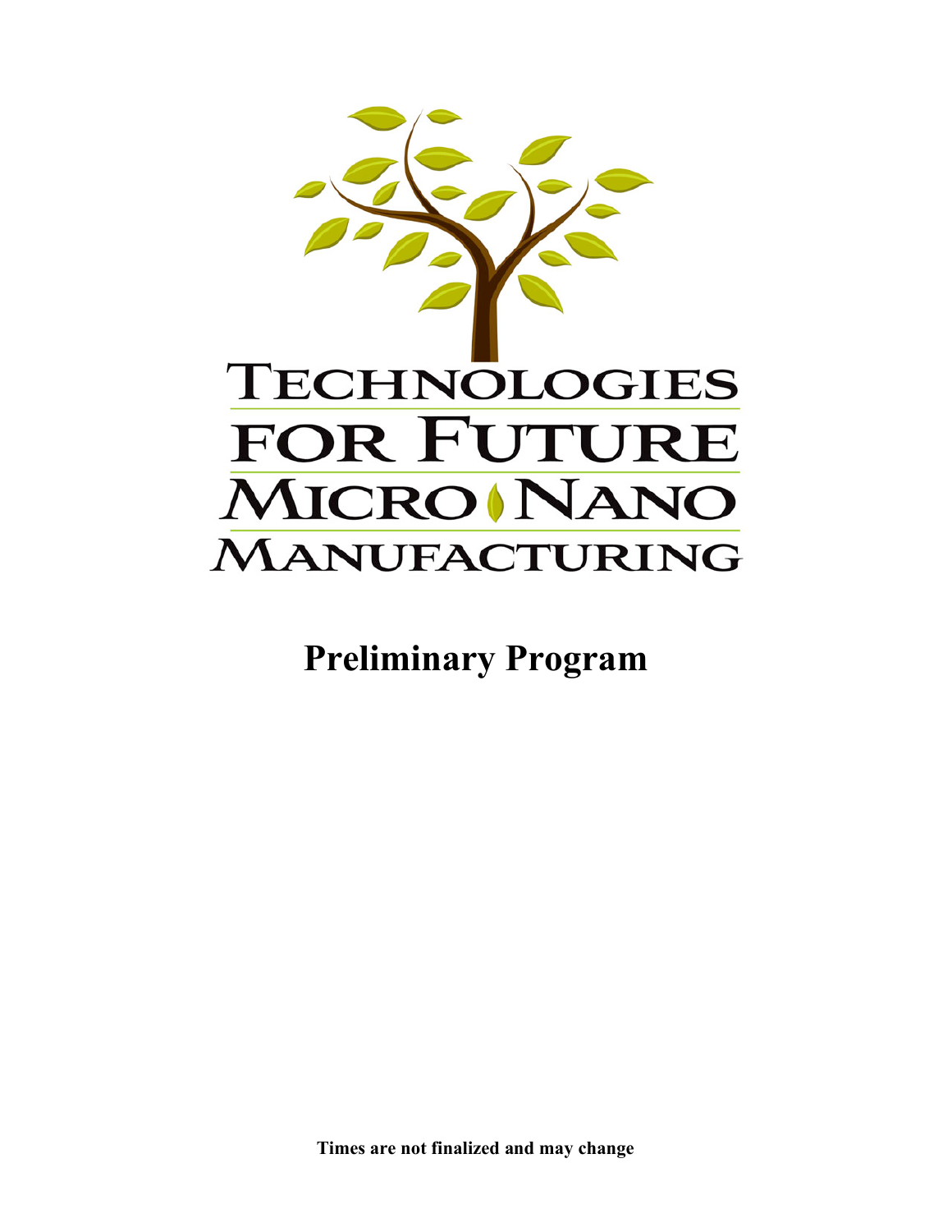# Technologies for Future Micro Nano Manufacturing

## Preliminary Program

**Times are not finalized and may change**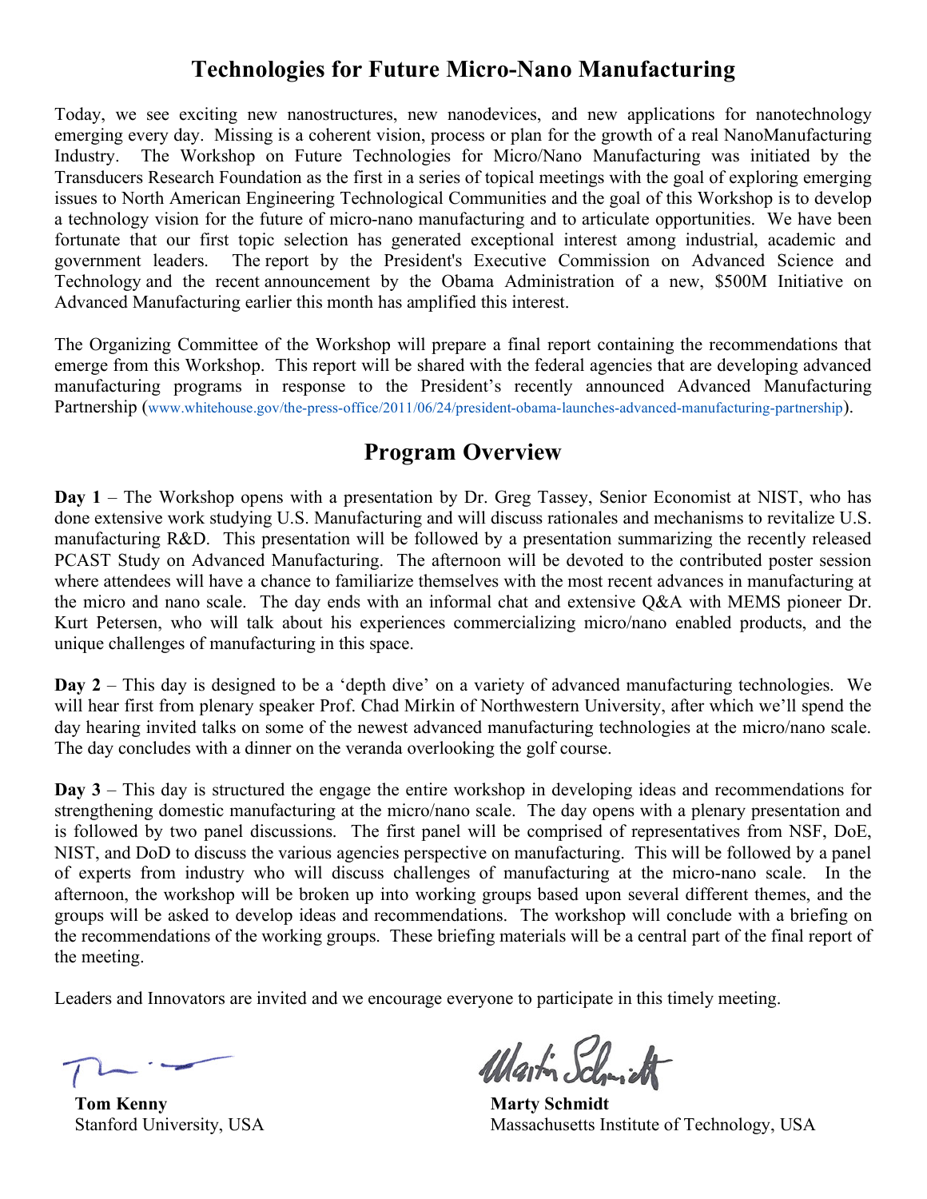# Technologies for Future Micro-Nano Manufacturing

Today, we see exciting new nanostructures, new nanodevices, and new applications for nanotechnology emerging every day. Missing is a coherent vision, process or plan for the growth of a real NanoManufacturing Industry. The Workshop on Future Technologies for Micro/Nano Manufacturing was initiated by the Transducers Research Foundation as the first in a series of topical meetings with the goal of exploring emerging issues to North American Engineering Technological Communities and the goal of this Workshop is to develop a technology vision for the future of micro-nano manufacturing and to articulate opportunities. We have been fortunate that our first topic selection has generated exceptional interest among industrial, academic and government leaders. The report by the President's Executive Commission on Advanced Science and Technology and the recent announcement by the Obama Administration of a new, $500M Initiative on Advanced Manufacturing earlier this month has amplified this interest.

The Organizing Committee of the Workshop will prepare a final report containing the recommendations that emerge from this Workshop. This report will be shared with the federal agencies that are developing advanced manufacturing programs in response to the President's recently announced Advanced Manufacturing Partnership (www.whitehouse.gov/the-press-office/2011/06/24/president-obama-launches-advanced-manufacturing-partnership).

## Program Overview

**Day 1** – The Workshop opens with a presentation by Dr. Greg Tassey, Senior Economist at NIST, who has done extensive work studying U.S. Manufacturing and will discuss rationales and mechanisms to revitalize U.S. manufacturing R&D. This presentation will be followed by a presentation summarizing the recently released PCAST Study on Advanced Manufacturing. The afternoon will be devoted to the contributed poster session where attendees will have a chance to familiarize themselves with the most recent advances in manufacturing at the micro and nano scale. The day ends with an informal chat and extensive Q&A with MEMS pioneer Dr. Kurt Petersen, who will talk about his experiences commercializing micro/nano enabled products, and the unique challenges of manufacturing in this space.

**Day 2** – This day is designed to be a 'depth dive' on a variety of advanced manufacturing technologies. We will hear first from plenary speaker Prof. Chad Mirkin of Northwestern University, after which we'll spend the day hearing invited talks on some of the newest advanced manufacturing technologies at the micro/nano scale. The day concludes with a dinner on the veranda overlooking the golf course.

**Day 3** – This day is structured the engage the entire workshop in developing ideas and recommendations for strengthening domestic manufacturing at the micro/nano scale. The day opens with a plenary presentation and is followed by two panel discussions. The first panel will be comprised of representatives from NSF, DoE, NIST, and DoD to discuss the various agencies perspective on manufacturing. This will be followed by a panel of experts from industry who will discuss challenges of manufacturing at the micro-nano scale. In the afternoon, the workshop will be broken up into working groups based upon several different themes, and the groups will be asked to develop ideas and recommendations. The workshop will conclude with a briefing on the recommendations of the working groups. These briefing materials will be a central part of the final report of the meeting.

Leaders and Innovators are invited and we encourage everyone to participate in this timely meeting.

**Tom Kenny**
Stanford University, USA

**Marty Schmidt**
Massachusetts Institute of Technology, USA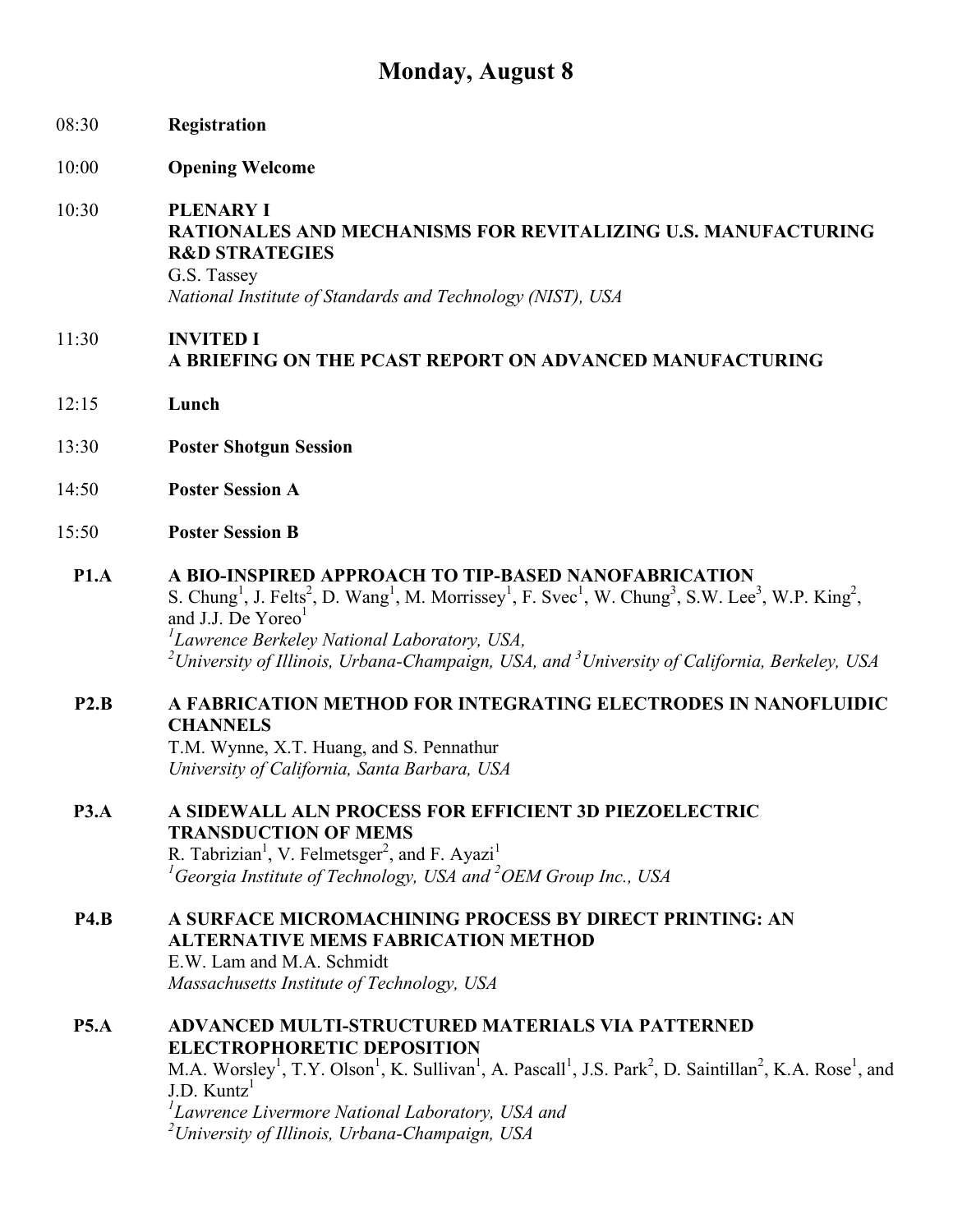# Monday, August 8

08:30 **Registration**

10:00 **Opening Welcome**

10:30 **PLENARY I**
**RATIONALES AND MECHANISMS FOR REVITALIZING U.S. MANUFACTURING R&D STRATEGIES**
G.S. Tassey
*National Institute of Standards and Technology (NIST), USA*

11:30 **INVITED I**
**A BRIEFING ON THE PCAST REPORT ON ADVANCED MANUFACTURING**

12:15 **Lunch**

13:30 **Poster Shotgun Session**

14:50 **Poster Session A**

15:50 **Poster Session B**

**P1.A** **A BIO-INSPIRED APPROACH TO TIP-BASED NANOFABRICATION**
S. Chung[1], J. Felts[2], D. Wang[1], M. Morrissey[1], F. Svec[1], W. Chung[3], S.W. Lee[3], W.P. King[2], and J.J. De Yoreo[1]
*[1]Lawrence Berkeley National Laboratory, USA,*
*[2]University of Illinois, Urbana-Champaign, USA, and [3]University of California, Berkeley, USA*

**P2.B** **A FABRICATION METHOD FOR INTEGRATING ELECTRODES IN NANOFLUIDIC CHANNELS**
T.M. Wynne, X.T. Huang, and S. Pennathur
*University of California, Santa Barbara, USA*

**P3.A** **A SIDEWALL ALN PROCESS FOR EFFICIENT 3D PIEZOELECTRIC TRANSDUCTION OF MEMS**
R. Tabrizian[1], V. Felmetsger[2], and F. Ayazi[1]
*[1]Georgia Institute of Technology, USA and [2]OEM Group Inc., USA*

**P4.B** **A SURFACE MICROMACHINING PROCESS BY DIRECT PRINTING: AN ALTERNATIVE MEMS FABRICATION METHOD**
E.W. Lam and M.A. Schmidt
*Massachusetts Institute of Technology, USA*

**P5.A** **ADVANCED MULTI-STRUCTURED MATERIALS VIA PATTERNED ELECTROPHORETIC DEPOSITION**
M.A. Worsley[1], T.Y. Olson[1], K. Sullivan[1], A. Pascall[1], J.S. Park[2], D. Saintillan[2], K.A. Rose[1], and J.D. Kuntz[1]
*[1]Lawrence Livermore National Laboratory, USA and*
*[2]University of Illinois, Urbana-Champaign, USA*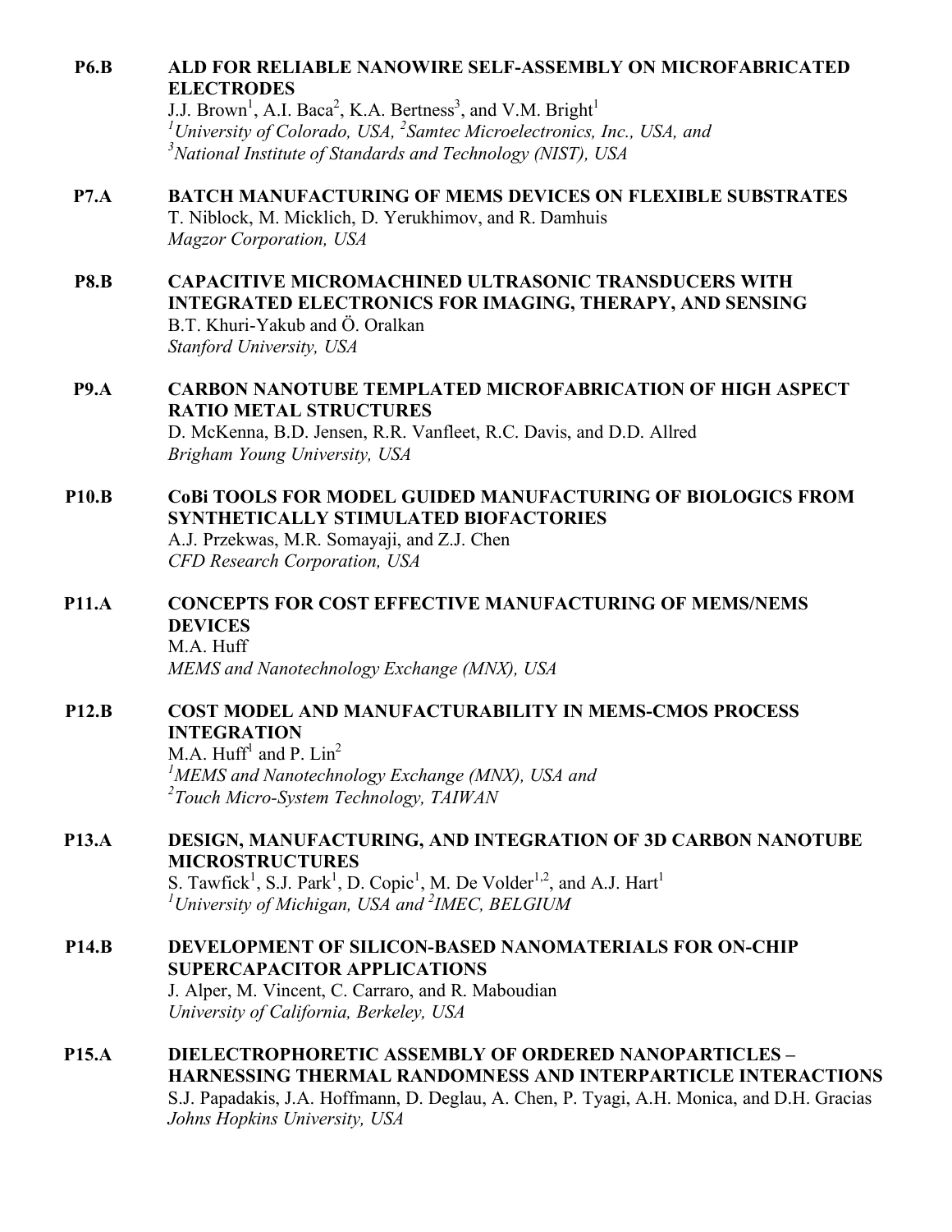**P6.B** **ALD FOR RELIABLE NANOWIRE SELF-ASSEMBLY ON MICROFABRICATED ELECTRODES**
J.J. Brown[1], A.I. Baca[2], K.A. Bertness[3], and V.M. Bright[1]
*[1]University of Colorado, USA, [2]Samtec Microelectronics, Inc., USA, and [3]National Institute of Standards and Technology (NIST), USA*

**P7.A** **BATCH MANUFACTURING OF MEMS DEVICES ON FLEXIBLE SUBSTRATES**
T. Niblock, M. Micklich, D. Yerukhimov, and R. Damhuis
*Magzor Corporation, USA*

**P8.B** **CAPACITIVE MICROMACHINED ULTRASONIC TRANSDUCERS WITH INTEGRATED ELECTRONICS FOR IMAGING, THERAPY, AND SENSING**
B.T. Khuri-Yakub and Ö. Oralkan
*Stanford University, USA*

**P9.A** **CARBON NANOTUBE TEMPLATED MICROFABRICATION OF HIGH ASPECT RATIO METAL STRUCTURES**
D. McKenna, B.D. Jensen, R.R. Vanfleet, R.C. Davis, and D.D. Allred
*Brigham Young University, USA*

**P10.B** **CoBi TOOLS FOR MODEL GUIDED MANUFACTURING OF BIOLOGICS FROM SYNTHETICALLY STIMULATED BIOFACTORIES**
A.J. Przekwas, M.R. Somayaji, and Z.J. Chen
*CFD Research Corporation, USA*

**P11.A** **CONCEPTS FOR COST EFFECTIVE MANUFACTURING OF MEMS/NEMS DEVICES**
M.A. Huff
*MEMS and Nanotechnology Exchange (MNX), USA*

**P12.B** **COST MODEL AND MANUFACTURABILITY IN MEMS-CMOS PROCESS INTEGRATION**
M.A. Huff[1] and P. Lin[2]
*[1]MEMS and Nanotechnology Exchange (MNX), USA and [2]Touch Micro-System Technology, TAIWAN*

**P13.A** **DESIGN, MANUFACTURING, AND INTEGRATION OF 3D CARBON NANOTUBE MICROSTRUCTURES**
S. Tawfick[1], S.J. Park[1], D. Copic[1], M. De Volder[1,2], and A.J. Hart[1]
*[1]University of Michigan, USA and [2]IMEC, BELGIUM*

**P14.B** **DEVELOPMENT OF SILICON-BASED NANOMATERIALS FOR ON-CHIP SUPERCAPACITOR APPLICATIONS**
J. Alper, M. Vincent, C. Carraro, and R. Maboudian
*University of California, Berkeley, USA*

**P15.A** **DIELECTROPHORETIC ASSEMBLY OF ORDERED NANOPARTICLES – HARNESSING THERMAL RANDOMNESS AND INTERPARTICLE INTERACTIONS**
S.J. Papadakis, J.A. Hoffmann, D. Deglau, A. Chen, P. Tyagi, A.H. Monica, and D.H. Gracias
*Johns Hopkins University, USA*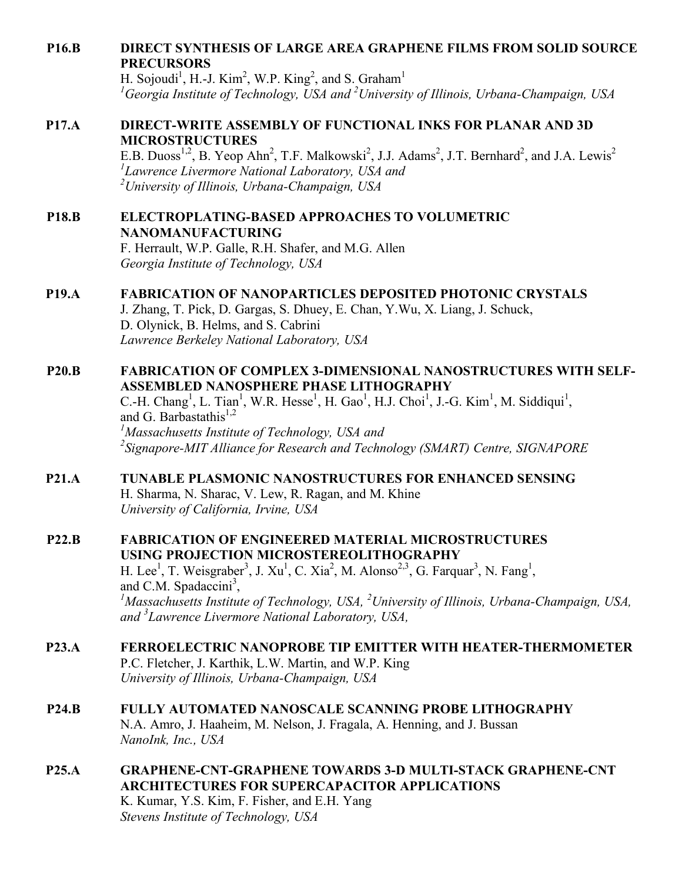**P16.B** **DIRECT SYNTHESIS OF LARGE AREA GRAPHENE FILMS FROM SOLID SOURCE PRECURSORS**
H. Sojoudi[1], H.-J. Kim[2], W.P. King[2], and S. Graham[1]
*[1]Georgia Institute of Technology, USA and [2]University of Illinois, Urbana-Champaign, USA*

**P17.A** **DIRECT-WRITE ASSEMBLY OF FUNCTIONAL INKS FOR PLANAR AND 3D MICROSTRUCTURES**
E.B. Duoss[1,2], B. Yeop Ahn[2], T.F. Malkowski[2], J.J. Adams[2], J.T. Bernhard[2], and J.A. Lewis[2]
*[1]Lawrence Livermore National Laboratory, USA and*
*[2]University of Illinois, Urbana-Champaign, USA*

**P18.B** **ELECTROPLATING-BASED APPROACHES TO VOLUMETRIC NANOMANUFACTURING**
F. Herrault, W.P. Galle, R.H. Shafer, and M.G. Allen
*Georgia Institute of Technology, USA*

**P19.A** **FABRICATION OF NANOPARTICLES DEPOSITED PHOTONIC CRYSTALS**
J. Zhang, T. Pick, D. Gargas, S. Dhuey, E. Chan, Y.Wu, X. Liang, J. Schuck, D. Olynick, B. Helms, and S. Cabrini
*Lawrence Berkeley National Laboratory, USA*

**P20.B** **FABRICATION OF COMPLEX 3-DIMENSIONAL NANOSTRUCTURES WITH SELF-ASSEMBLED NANOSPHERE PHASE LITHOGRAPHY**
C.-H. Chang[1], L. Tian[1], W.R. Hesse[1], H. Gao[1], H.J. Choi[1], J.-G. Kim[1], M. Siddiqui[1], and G. Barbastathis[1,2]
*[1]Massachusetts Institute of Technology, USA and*
*[2]Signapore-MIT Alliance for Research and Technology (SMART) Centre, SIGNAPORE*

**P21.A** **TUNABLE PLASMONIC NANOSTRUCTURES FOR ENHANCED SENSING**
H. Sharma, N. Sharac, V. Lew, R. Ragan, and M. Khine
*University of California, Irvine, USA*

**P22.B** **FABRICATION OF ENGINEERED MATERIAL MICROSTRUCTURES USING PROJECTION MICROSTEREOLITHOGRAPHY**
H. Lee[1], T. Weisgraber[3], J. Xu[1], C. Xia[2], M. Alonso[2,3], G. Farquar[3], N. Fang[1], and C.M. Spadaccini[3],
*[1]Massachusetts Institute of Technology, USA, [2]University of Illinois, Urbana-Champaign, USA, and [3]Lawrence Livermore National Laboratory, USA,*

**P23.A** **FERROELECTRIC NANOPROBE TIP EMITTER WITH HEATER-THERMOMETER**
P.C. Fletcher, J. Karthik, L.W. Martin, and W.P. King
*University of Illinois, Urbana-Champaign, USA*

**P24.B** **FULLY AUTOMATED NANOSCALE SCANNING PROBE LITHOGRAPHY**
N.A. Amro, J. Haaheim, M. Nelson, J. Fragala, A. Henning, and J. Bussan
*NanoInk, Inc., USA*

**P25.A** **GRAPHENE-CNT-GRAPHENE TOWARDS 3-D MULTI-STACK GRAPHENE-CNT ARCHITECTURES FOR SUPERCAPACITOR APPLICATIONS**
K. Kumar, Y.S. Kim, F. Fisher, and E.H. Yang
*Stevens Institute of Technology, USA*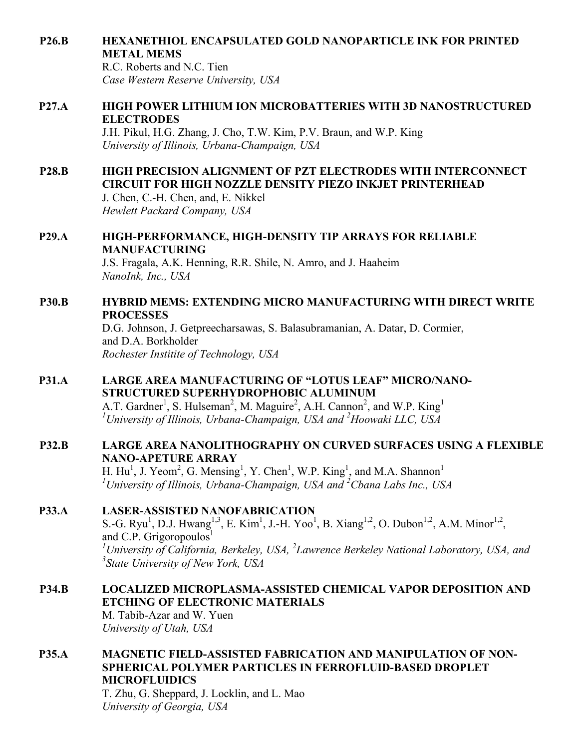**P26.B** **HEXANETHIOL ENCAPSULATED GOLD NANOPARTICLE INK FOR PRINTED METAL MEMS**
R.C. Roberts and N.C. Tien
*Case Western Reserve University, USA*

**P27.A** **HIGH POWER LITHIUM ION MICROBATTERIES WITH 3D NANOSTRUCTURED ELECTRODES**
J.H. Pikul, H.G. Zhang, J. Cho, T.W. Kim, P.V. Braun, and W.P. King
*University of Illinois, Urbana-Champaign, USA*

**P28.B** **HIGH PRECISION ALIGNMENT OF PZT ELECTRODES WITH INTERCONNECT CIRCUIT FOR HIGH NOZZLE DENSITY PIEZO INKJET PRINTERHEAD**
J. Chen, C.-H. Chen, and, E. Nikkel
*Hewlett Packard Company, USA*

**P29.A** **HIGH-PERFORMANCE, HIGH-DENSITY TIP ARRAYS FOR RELIABLE MANUFACTURING**
J.S. Fragala, A.K. Henning, R.R. Shile, N. Amro, and J. Haaheim
*NanoInk, Inc., USA*

**P30.B** **HYBRID MEMS: EXTENDING MICRO MANUFACTURING WITH DIRECT WRITE PROCESSES**
D.G. Johnson, J. Getpreecharsawas, S. Balasubramanian, A. Datar, D. Cormier, and D.A. Borkholder
*Rochester Institite of Technology, USA*

**P31.A** **LARGE AREA MANUFACTURING OF "LOTUS LEAF" MICRO/NANO-STRUCTURED SUPERHYDROPHOBIC ALUMINUM**
A.T. Gardner[1], S. Hulseman[2], M. Maguire[2], A.H. Cannon[2], and W.P. King[1]
*[1]University of Illinois, Urbana-Champaign, USA and [2]Hoowaki LLC, USA*

**P32.B** **LARGE AREA NANOLITHOGRAPHY ON CURVED SURFACES USING A FLEXIBLE NANO-APETURE ARRAY**
H. Hu[1], J. Yeom[2], G. Mensing[1], Y. Chen[1], W.P. King[1], and M.A. Shannon[1]
*[1]University of Illinois, Urbana-Champaign, USA and [2]Cbana Labs Inc., USA*

**P33.A** **LASER-ASSISTED NANOFABRICATION**
S.-G. Ryu[1], D.J. Hwang[1,3], E. Kim[1], J.-H. Yoo[1], B. Xiang[1,2], O. Dubon[1,2], A.M. Minor[1,2], and C.P. Grigoropoulos[1]
*[1]University of California, Berkeley, USA, [2]Lawrence Berkeley National Laboratory, USA, and [3]State University of New York, USA*

**P34.B** **LOCALIZED MICROPLASMA-ASSISTED CHEMICAL VAPOR DEPOSITION AND ETCHING OF ELECTRONIC MATERIALS**
M. Tabib-Azar and W. Yuen
*University of Utah, USA*

**P35.A** **MAGNETIC FIELD-ASSISTED FABRICATION AND MANIPULATION OF NON-SPHERICAL POLYMER PARTICLES IN FERROFLUID-BASED DROPLET MICROFLUIDICS**
T. Zhu, G. Sheppard, J. Locklin, and L. Mao
*University of Georgia, USA*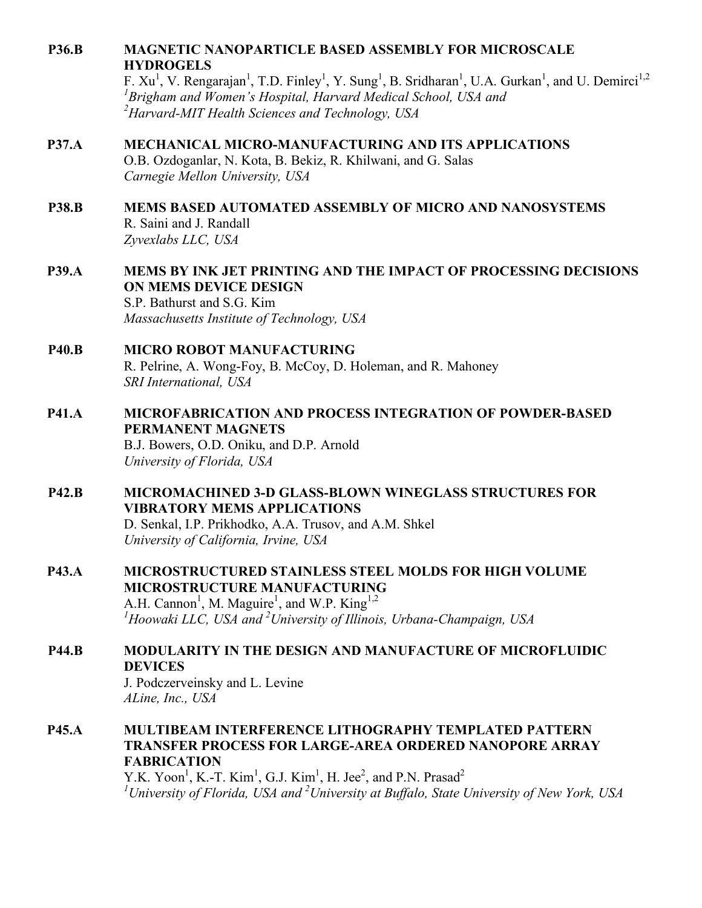**P36.B** **MAGNETIC NANOPARTICLE BASED ASSEMBLY FOR MICROSCALE HYDROGELS**
F. Xu[1], V. Rengarajan[1], T.D. Finley[1], Y. Sung[1], B. Sridharan[1], U.A. Gurkan[1], and U. Demirci[1,2]
*[1]Brigham and Women's Hospital, Harvard Medical School, USA and*
*[2]Harvard-MIT Health Sciences and Technology, USA*

**P37.A** **MECHANICAL MICRO-MANUFACTURING AND ITS APPLICATIONS**
O.B. Ozdoganlar, N. Kota, B. Bekiz, R. Khilwani, and G. Salas
*Carnegie Mellon University, USA*

**P38.B** **MEMS BASED AUTOMATED ASSEMBLY OF MICRO AND NANOSYSTEMS**
R. Saini and J. Randall
*Zyvexlabs LLC, USA*

**P39.A** **MEMS BY INK JET PRINTING AND THE IMPACT OF PROCESSING DECISIONS ON MEMS DEVICE DESIGN**
S.P. Bathurst and S.G. Kim
*Massachusetts Institute of Technology, USA*

**P40.B** **MICRO ROBOT MANUFACTURING**
R. Pelrine, A. Wong-Foy, B. McCoy, D. Holeman, and R. Mahoney
*SRI International, USA*

**P41.A** **MICROFABRICATION AND PROCESS INTEGRATION OF POWDER-BASED PERMANENT MAGNETS**
B.J. Bowers, O.D. Oniku, and D.P. Arnold
*University of Florida, USA*

**P42.B** **MICROMACHINED 3-D GLASS-BLOWN WINEGLASS STRUCTURES FOR VIBRATORY MEMS APPLICATIONS**
D. Senkal, I.P. Prikhodko, A.A. Trusov, and A.M. Shkel
*University of California, Irvine, USA*

**P43.A** **MICROSTRUCTURED STAINLESS STEEL MOLDS FOR HIGH VOLUME MICROSTRUCTURE MANUFACTURING**
A.H. Cannon[1], M. Maguire[1], and W.P. King[1,2]
*[1]Hoowaki LLC, USA and [2]University of Illinois, Urbana-Champaign, USA*

**P44.B** **MODULARITY IN THE DESIGN AND MANUFACTURE OF MICROFLUIDIC DEVICES**
J. Podczerveinsky and L. Levine
*ALine, Inc., USA*

**P45.A** **MULTIBEAM INTERFERENCE LITHOGRAPHY TEMPLATED PATTERN TRANSFER PROCESS FOR LARGE-AREA ORDERED NANOPORE ARRAY FABRICATION**
Y.K. Yoon[1], K.-T. Kim[1], G.J. Kim[1], H. Jee[2], and P.N. Prasad[2]
*[1]University of Florida, USA and [2]University at Buffalo, State University of New York, USA*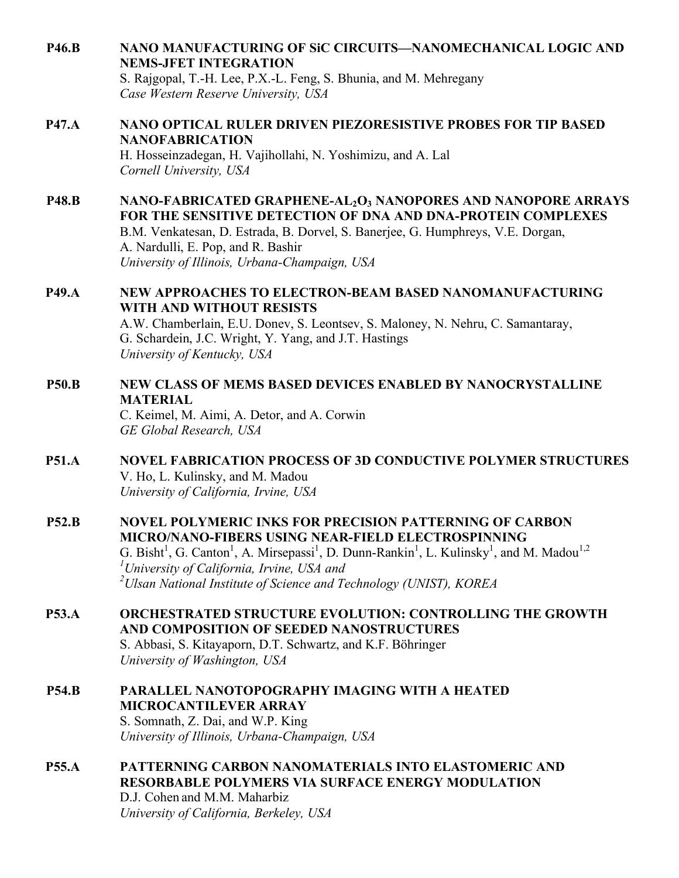**P46.B** **NANO MANUFACTURING OF SiC CIRCUITS—NANOMECHANICAL LOGIC AND NEMS-JFET INTEGRATION**
S. Rajgopal, T.-H. Lee, P.X.-L. Feng, S. Bhunia, and M. Mehregany
*Case Western Reserve University, USA*

**P47.A** **NANO OPTICAL RULER DRIVEN PIEZORESISTIVE PROBES FOR TIP BASED NANOFABRICATION**
H. Hosseinzadegan, H. Vajihollahi, N. Yoshimizu, and A. Lal
*Cornell University, USA*

**P48.B** **NANO-FABRICATED GRAPHENE-$AL_2O_3$ NANOPORES AND NANOPORE ARRAYS FOR THE SENSITIVE DETECTION OF DNA AND DNA-PROTEIN COMPLEXES**
B.M. Venkatesan, D. Estrada, B. Dorvel, S. Banerjee, G. Humphreys, V.E. Dorgan, A. Nardulli, E. Pop, and R. Bashir
*University of Illinois, Urbana-Champaign, USA*

**P49.A** **NEW APPROACHES TO ELECTRON-BEAM BASED NANOMANUFACTURING WITH AND WITHOUT RESISTS**
A.W. Chamberlain, E.U. Donev, S. Leontsev, S. Maloney, N. Nehru, C. Samantaray, G. Schardein, J.C. Wright, Y. Yang, and J.T. Hastings
*University of Kentucky, USA*

**P50.B** **NEW CLASS OF MEMS BASED DEVICES ENABLED BY NANOCRYSTALLINE MATERIAL**
C. Keimel, M. Aimi, A. Detor, and A. Corwin
*GE Global Research, USA*

**P51.A** **NOVEL FABRICATION PROCESS OF 3D CONDUCTIVE POLYMER STRUCTURES**
V. Ho, L. Kulinsky, and M. Madou
*University of California, Irvine, USA*

**P52.B** **NOVEL POLYMERIC INKS FOR PRECISION PATTERNING OF CARBON MICRO/NANO-FIBERS USING NEAR-FIELD ELECTROSPINNING**
G. Bisht[1], G. Canton[1], A. Mirsepassi[1], D. Dunn-Rankin[1], L. Kulinsky[1], and M. Madou[1,2]
[1]*University of California, Irvine, USA and*
[2]*Ulsan National Institute of Science and Technology (UNIST), KOREA*

**P53.A** **ORCHESTRATED STRUCTURE EVOLUTION: CONTROLLING THE GROWTH AND COMPOSITION OF SEEDED NANOSTRUCTURES**
S. Abbasi, S. Kitayaporn, D.T. Schwartz, and K.F. Böhringer
*University of Washington, USA*

**P54.B** **PARALLEL NANOTOPOGRAPHY IMAGING WITH A HEATED MICROCANTILEVER ARRAY**
S. Somnath, Z. Dai, and W.P. King
*University of Illinois, Urbana-Champaign, USA*

**P55.A** **PATTERNING CARBON NANOMATERIALS INTO ELASTOMERIC AND RESORBABLE POLYMERS VIA SURFACE ENERGY MODULATION**
D.J. Cohen and M.M. Maharbiz
*University of California, Berkeley, USA*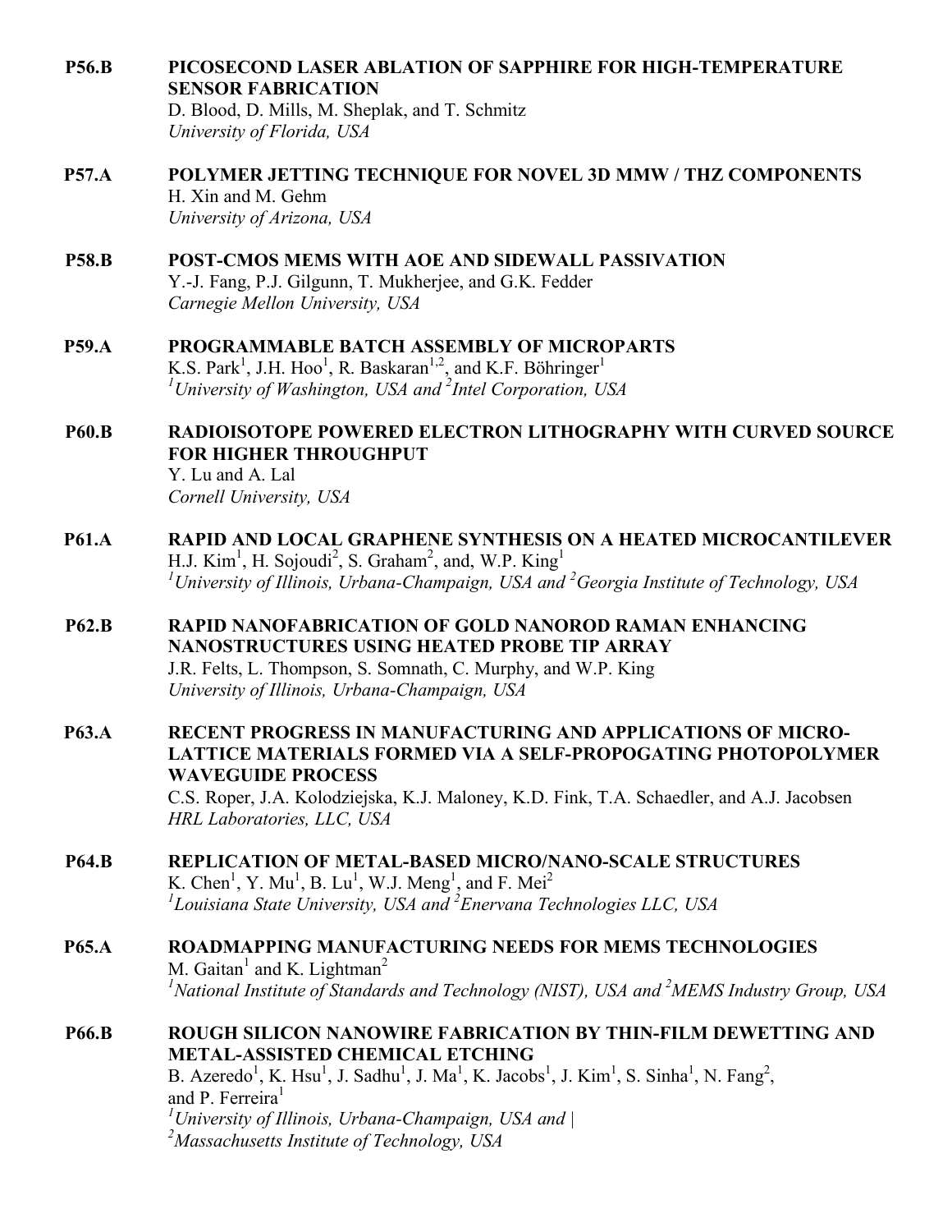**P56.B** **PICOSECOND LASER ABLATION OF SAPPHIRE FOR HIGH-TEMPERATURE SENSOR FABRICATION**
D. Blood, D. Mills, M. Sheplak, and T. Schmitz
*University of Florida, USA*

**P57.A** **POLYMER JETTING TECHNIQUE FOR NOVEL 3D MMW / THZ COMPONENTS**
H. Xin and M. Gehm
*University of Arizona, USA*

**P58.B** **POST-CMOS MEMS WITH AOE AND SIDEWALL PASSIVATION**
Y.-J. Fang, P.J. Gilgunn, T. Mukherjee, and G.K. Fedder
*Carnegie Mellon University, USA*

**P59.A** **PROGRAMMABLE BATCH ASSEMBLY OF MICROPARTS**
K.S. Park[1], J.H. Hoo[1], R. Baskaran[1,2], and K.F. Böhringer[1]
*[1]University of Washington, USA and [2]Intel Corporation, USA*

**P60.B** **RADIOISOTOPE POWERED ELECTRON LITHOGRAPHY WITH CURVED SOURCE FOR HIGHER THROUGHPUT**
Y. Lu and A. Lal
*Cornell University, USA*

**P61.A** **RAPID AND LOCAL GRAPHENE SYNTHESIS ON A HEATED MICROCANTILEVER**
H.J. Kim[1], H. Sojoudi[2], S. Graham[2], and, W.P. King[1]
*[1]University of Illinois, Urbana-Champaign, USA and [2]Georgia Institute of Technology, USA*

**P62.B** **RAPID NANOFABRICATION OF GOLD NANOROD RAMAN ENHANCING NANOSTRUCTURES USING HEATED PROBE TIP ARRAY**
J.R. Felts, L. Thompson, S. Somnath, C. Murphy, and W.P. King
*University of Illinois, Urbana-Champaign, USA*

**P63.A** **RECENT PROGRESS IN MANUFACTURING AND APPLICATIONS OF MICRO-LATTICE MATERIALS FORMED VIA A SELF-PROPOGATING PHOTOPOLYMER WAVEGUIDE PROCESS**
C.S. Roper, J.A. Kolodziejska, K.J. Maloney, K.D. Fink, T.A. Schaedler, and A.J. Jacobsen
*HRL Laboratories, LLC, USA*

**P64.B** **REPLICATION OF METAL-BASED MICRO/NANO-SCALE STRUCTURES**
K. Chen[1], Y. Mu[1], B. Lu[1], W.J. Meng[1], and F. Mei[2]
*[1]Louisiana State University, USA and [2]Enervana Technologies LLC, USA*

**P65.A** **ROADMAPPING MANUFACTURING NEEDS FOR MEMS TECHNOLOGIES**
M. Gaitan[1] and K. Lightman[2]
*[1]National Institute of Standards and Technology (NIST), USA and [2]MEMS Industry Group, USA*

**P66.B** **ROUGH SILICON NANOWIRE FABRICATION BY THIN-FILM DEWETTING AND METAL-ASSISTED CHEMICAL ETCHING**
B. Azeredo[1], K. Hsu[1], J. Sadhu[1], J. Ma[1], K. Jacobs[1], J. Kim[1], S. Sinha[1], N. Fang[2], and P. Ferreira[1]
*[1]University of Illinois, Urbana-Champaign, USA and |*
*[2]Massachusetts Institute of Technology, USA*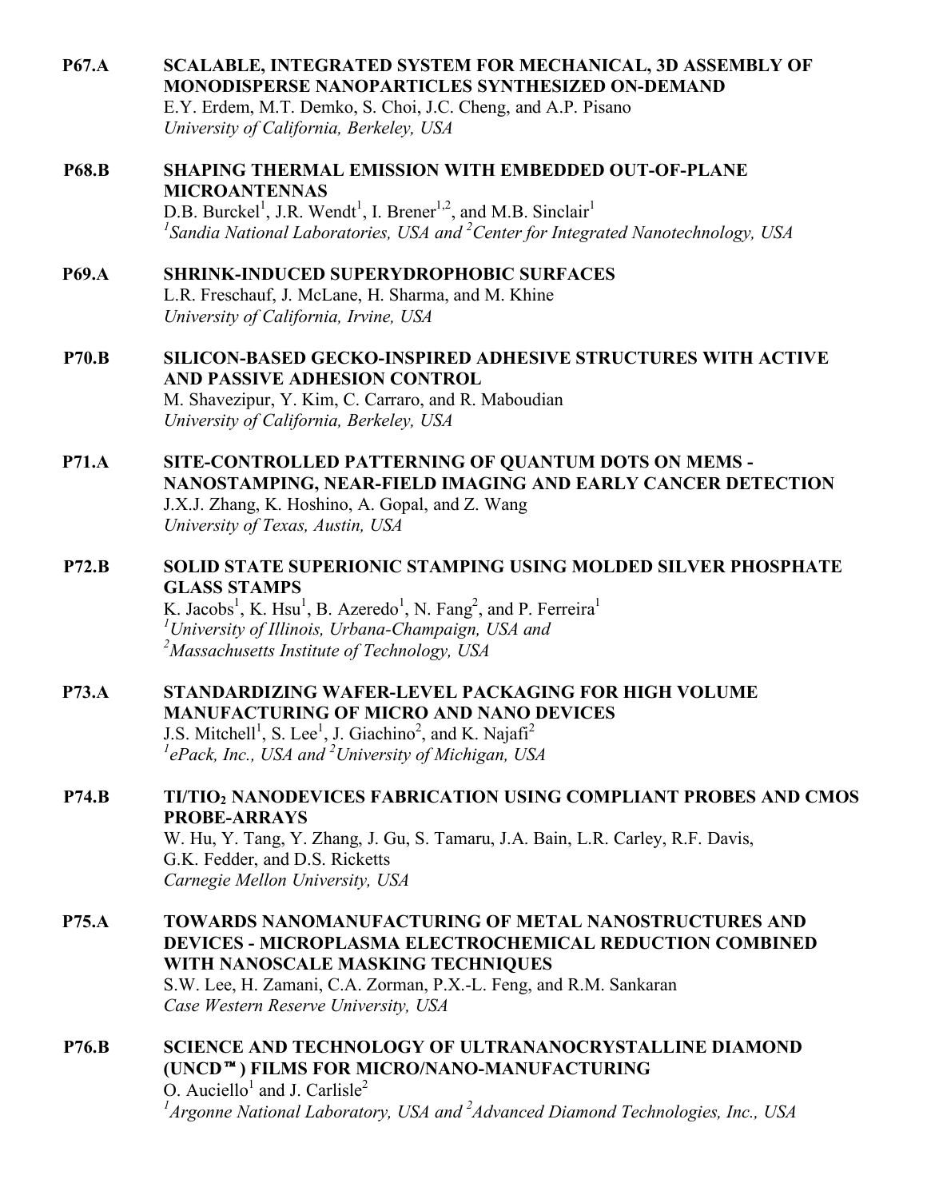**P67.A** **SCALABLE, INTEGRATED SYSTEM FOR MECHANICAL, 3D ASSEMBLY OF MONODISPERSE NANOPARTICLES SYNTHESIZED ON-DEMAND**
E.Y. Erdem, M.T. Demko, S. Choi, J.C. Cheng, and A.P. Pisano
*University of California, Berkeley, USA*

**P68.B** **SHAPING THERMAL EMISSION WITH EMBEDDED OUT-OF-PLANE MICROANTENNAS**
D.B. Burckel[1], J.R. Wendt[1], I. Brener[1,2], and M.B. Sinclair[1]
*[1]Sandia National Laboratories, USA and [2]Center for Integrated Nanotechnology, USA*

**P69.A** **SHRINK-INDUCED SUPERYDROPHOBIC SURFACES**
L.R. Freschauf, J. McLane, H. Sharma, and M. Khine
*University of California, Irvine, USA*

**P70.B** **SILICON-BASED GECKO-INSPIRED ADHESIVE STRUCTURES WITH ACTIVE AND PASSIVE ADHESION CONTROL**
M. Shavezipur, Y. Kim, C. Carraro, and R. Maboudian
*University of California, Berkeley, USA*

**P71.A** **SITE-CONTROLLED PATTERNING OF QUANTUM DOTS ON MEMS - NANOSTAMPING, NEAR-FIELD IMAGING AND EARLY CANCER DETECTION**
J.X.J. Zhang, K. Hoshino, A. Gopal, and Z. Wang
*University of Texas, Austin, USA*

**P72.B** **SOLID STATE SUPERIONIC STAMPING USING MOLDED SILVER PHOSPHATE GLASS STAMPS**
K. Jacobs[1], K. Hsu[1], B. Azeredo[1], N. Fang[2], and P. Ferreira[1]
*[1]University of Illinois, Urbana-Champaign, USA and*
*[2]Massachusetts Institute of Technology, USA*

**P73.A** **STANDARDIZING WAFER-LEVEL PACKAGING FOR HIGH VOLUME MANUFACTURING OF MICRO AND NANO DEVICES**
J.S. Mitchell[1], S. Lee[1], J. Giachino[2], and K. Najafi[2]
*[1]ePack, Inc., USA and [2]University of Michigan, USA*

**P74.B** **TI/$TIO_2$ NANODEVICES FABRICATION USING COMPLIANT PROBES AND CMOS PROBE-ARRAYS**
W. Hu, Y. Tang, Y. Zhang, J. Gu, S. Tamaru, J.A. Bain, L.R. Carley, R.F. Davis, G.K. Fedder, and D.S. Ricketts
*Carnegie Mellon University, USA*

**P75.A** **TOWARDS NANOMANUFACTURING OF METAL NANOSTRUCTURES AND DEVICES - MICROPLASMA ELECTROCHEMICAL REDUCTION COMBINED WITH NANOSCALE MASKING TECHNIQUES**
S.W. Lee, H. Zamani, C.A. Zorman, P.X.-L. Feng, and R.M. Sankaran
*Case Western Reserve University, USA*

**P76.B** **SCIENCE AND TECHNOLOGY OF ULTRANANOCRYSTALLINE DIAMOND (UNCD™) FILMS FOR MICRO/NANO-MANUFACTURING**
O. Auciello[1] and J. Carlisle[2]
*[1]Argonne National Laboratory, USA and [2]Advanced Diamond Technologies, Inc., USA*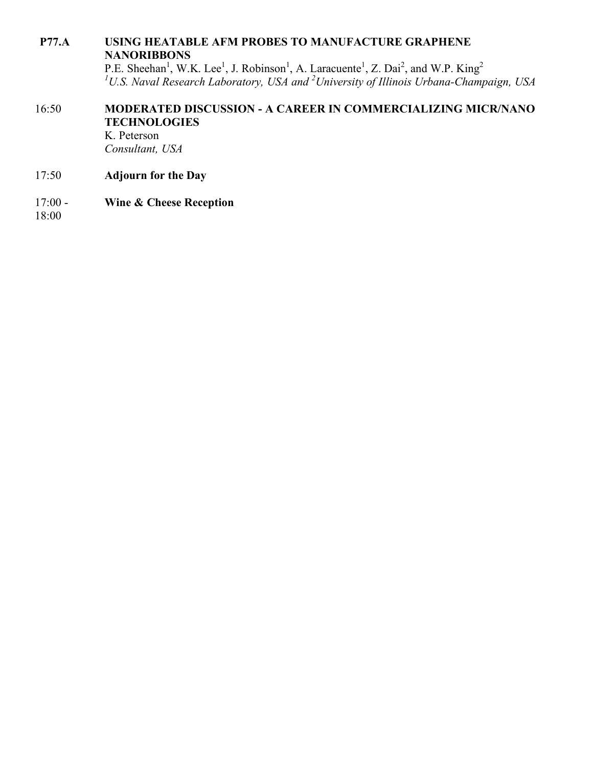**P77.A** **USING HEATABLE AFM PROBES TO MANUFACTURE GRAPHENE NANORIBBONS**
P.E. Sheehan[1], W.K. Lee[1], J. Robinson[1], A. Laracuente[1], Z. Dai[2], and W.P. King[2]
*[1]U.S. Naval Research Laboratory, USA and [2]University of Illinois Urbana-Champaign, USA*

16:50 **MODERATED DISCUSSION - A CAREER IN COMMERCIALIZING MICR/NANO TECHNOLOGIES**
K. Peterson
*Consultant, USA*

17:50 **Adjourn for the Day**

17:00 - 18:00 **Wine & Cheese Reception**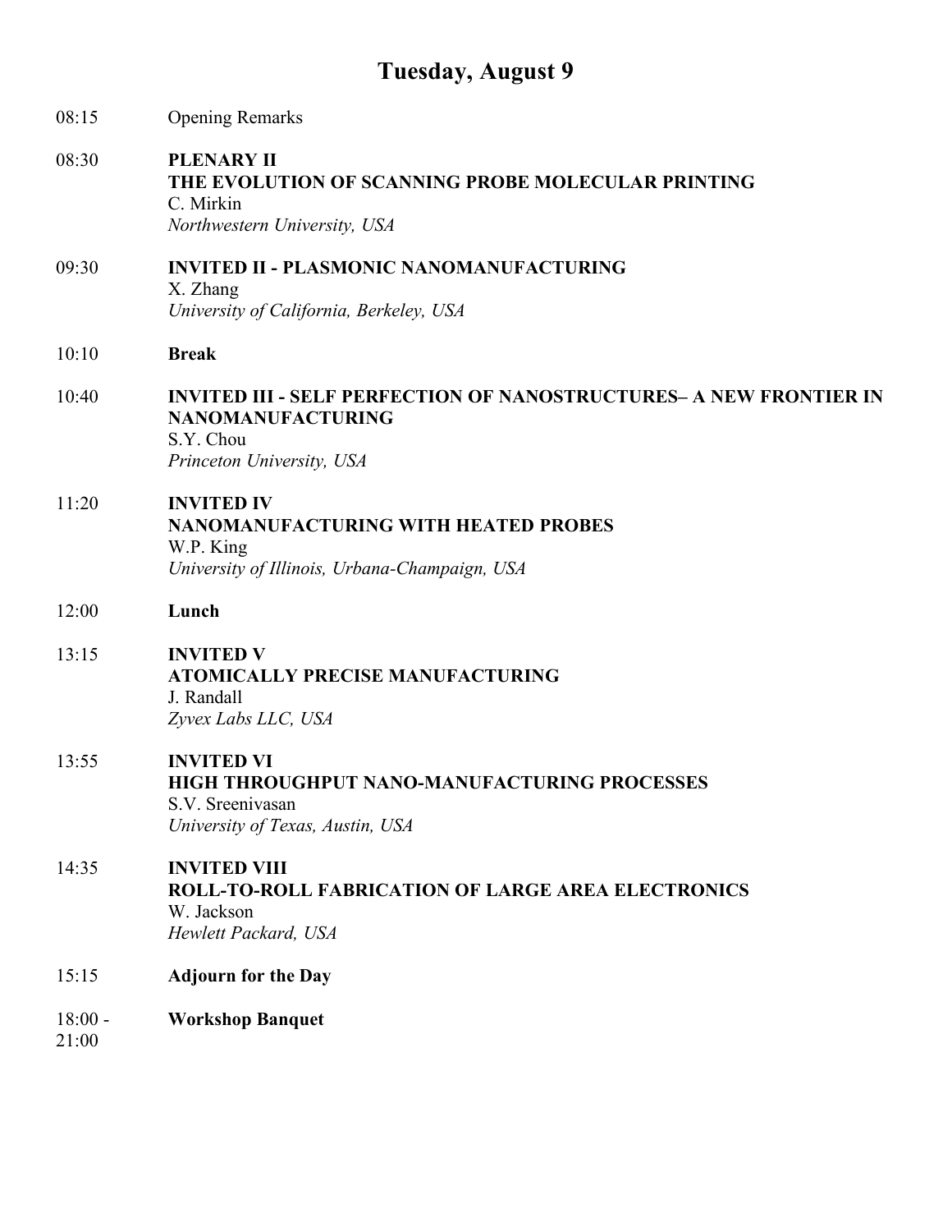# Tuesday, August 9

08:15 Opening Remarks

08:30 **PLENARY II**
**THE EVOLUTION OF SCANNING PROBE MOLECULAR PRINTING**
C. Mirkin
*Northwestern University, USA*

09:30 **INVITED II - PLASMONIC NANOMANUFACTURING**
X. Zhang
*University of California, Berkeley, USA*

10:10 **Break**

10:40 **INVITED III - SELF PERFECTION OF NANOSTRUCTURES– A NEW FRONTIER IN NANOMANUFACTURING**
S.Y. Chou
*Princeton University, USA*

11:20 **INVITED IV**
**NANOMANUFACTURING WITH HEATED PROBES**
W.P. King
*University of Illinois, Urbana-Champaign, USA*

12:00 **Lunch**

13:15 **INVITED V**
**ATOMICALLY PRECISE MANUFACTURING**
J. Randall
*Zyvex Labs LLC, USA*

13:55 **INVITED VI**
**HIGH THROUGHPUT NANO-MANUFACTURING PROCESSES**
S.V. Sreenivasan
*University of Texas, Austin, USA*

14:35 **INVITED VIII**
**ROLL-TO-ROLL FABRICATION OF LARGE AREA ELECTRONICS**
W. Jackson
*Hewlett Packard, USA*

15:15 **Adjourn for the Day**

18:00 - 21:00 **Workshop Banquet**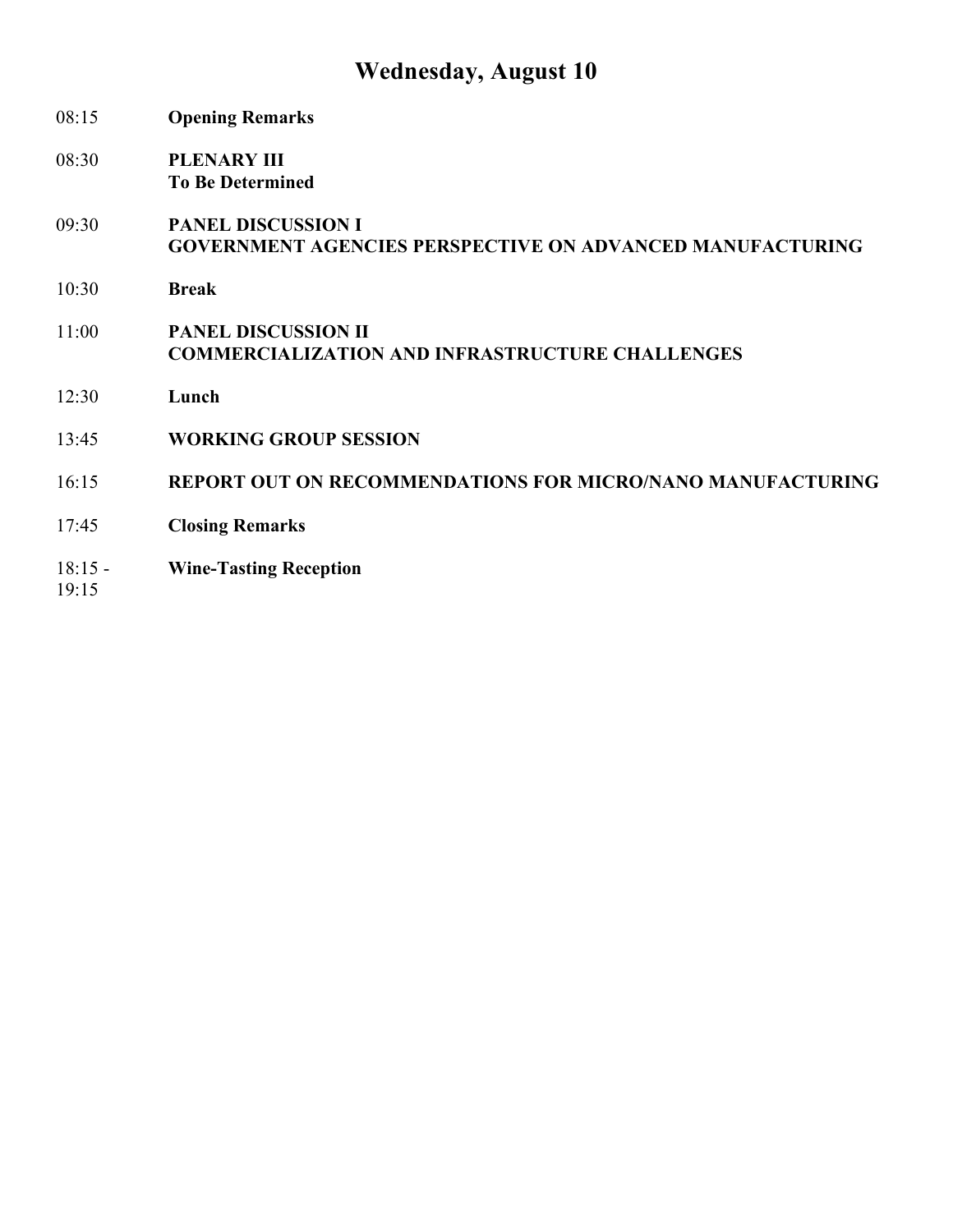# Wednesday, August 10

08:15 **Opening Remarks**

08:30 **PLENARY III**
**To Be Determined**

09:30 **PANEL DISCUSSION I**
**GOVERNMENT AGENCIES PERSPECTIVE ON ADVANCED MANUFACTURING**

10:30 **Break**

11:00 **PANEL DISCUSSION II**
**COMMERCIALIZATION AND INFRASTRUCTURE CHALLENGES**

12:30 **Lunch**

13:45 **WORKING GROUP SESSION**

16:15 **REPORT OUT ON RECOMMENDATIONS FOR MICRO/NANO MANUFACTURING**

17:45 **Closing Remarks**

18:15 - 19:15 **Wine-Tasting Reception**